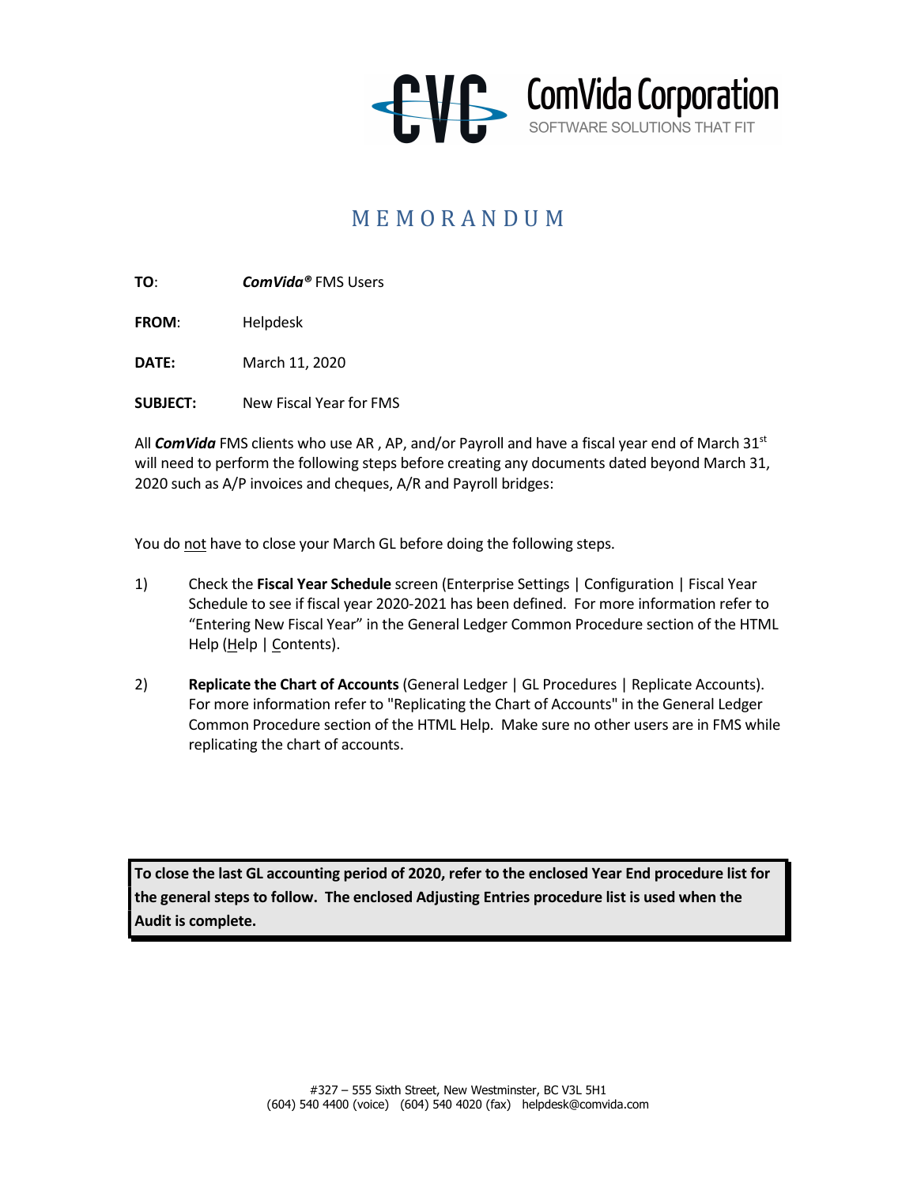ComVida Corporation
SOFTWARE SOLUTIONS THAT FIT

# MEMORANDUM

**TO**: ***ComVida®*** FMS Users

**FROM**: Helpdesk

**DATE:** March 11, 2020

**SUBJECT:** New Fiscal Year for FMS

All ***ComVida*** FMS clients who use AR , AP, and/or Payroll and have a fiscal year end of March 31st will need to perform the following steps before creating any documents dated beyond March 31, 2020 such as A/P invoices and cheques, A/R and Payroll bridges:

You do not have to close your March GL before doing the following steps.

1) Check the **Fiscal Year Schedule** screen (Enterprise Settings | Configuration | Fiscal Year Schedule to see if fiscal year 2020-2021 has been defined. For more information refer to "Entering New Fiscal Year" in the General Ledger Common Procedure section of the HTML Help (Help | Contents).

2) **Replicate the Chart of Accounts** (General Ledger | GL Procedures | Replicate Accounts). For more information refer to "Replicating the Chart of Accounts" in the General Ledger Common Procedure section of the HTML Help. Make sure no other users are in FMS while replicating the chart of accounts.

**To close the last GL accounting period of 2020, refer to the enclosed Year End procedure list for the general steps to follow. The enclosed Adjusting Entries procedure list is used when the Audit is complete.**

#327 – 555 Sixth Street, New Westminster, BC V3L 5H1
(604) 540 4400 (voice) (604) 540 4020 (fax) helpdesk@comvida.com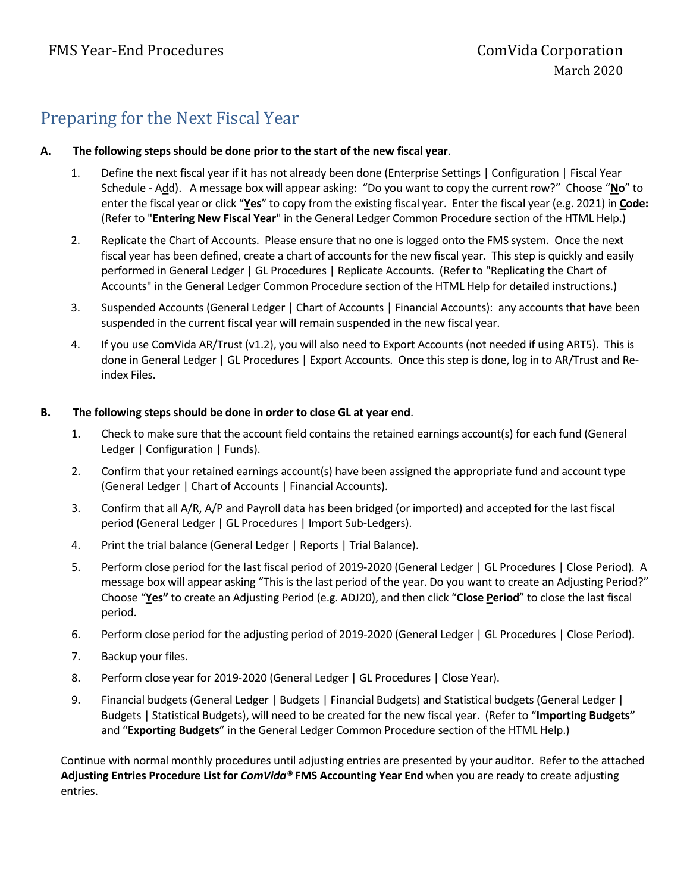# Preparing for the Next Fiscal Year

**A. The following steps should be done prior to the start of the new fiscal year**.

1. Define the next fiscal year if it has not already been done (Enterprise Settings | Configuration | Fiscal Year Schedule - Add). A message box will appear asking: "Do you want to copy the current row?" Choose "**No**" to enter the fiscal year or click "**Yes**" to copy from the existing fiscal year. Enter the fiscal year (e.g. 2021) in **Code:** (Refer to "**Entering New Fiscal Year**" in the General Ledger Common Procedure section of the HTML Help.)

2. Replicate the Chart of Accounts. Please ensure that no one is logged onto the FMS system. Once the next fiscal year has been defined, create a chart of accounts for the new fiscal year. This step is quickly and easily performed in General Ledger | GL Procedures | Replicate Accounts. (Refer to "Replicating the Chart of Accounts" in the General Ledger Common Procedure section of the HTML Help for detailed instructions.)

3. Suspended Accounts (General Ledger | Chart of Accounts | Financial Accounts): any accounts that have been suspended in the current fiscal year will remain suspended in the new fiscal year.

4. If you use ComVida AR/Trust (v1.2), you will also need to Export Accounts (not needed if using ART5). This is done in General Ledger | GL Procedures | Export Accounts. Once this step is done, log in to AR/Trust and Re-index Files.

**B. The following steps should be done in order to close GL at year end**.

1. Check to make sure that the account field contains the retained earnings account(s) for each fund (General Ledger | Configuration | Funds).

2. Confirm that your retained earnings account(s) have been assigned the appropriate fund and account type (General Ledger | Chart of Accounts | Financial Accounts).

3. Confirm that all A/R, A/P and Payroll data has been bridged (or imported) and accepted for the last fiscal period (General Ledger | GL Procedures | Import Sub-Ledgers).

4. Print the trial balance (General Ledger | Reports | Trial Balance).

5. Perform close period for the last fiscal period of 2019-2020 (General Ledger | GL Procedures | Close Period). A message box will appear asking "This is the last period of the year. Do you want to create an Adjusting Period?" Choose "**Yes"** to create an Adjusting Period (e.g. ADJ20), and then click "**Close Period**" to close the last fiscal period.

6. Perform close period for the adjusting period of 2019-2020 (General Ledger | GL Procedures | Close Period).

7. Backup your files.

8. Perform close year for 2019-2020 (General Ledger | GL Procedures | Close Year).

9. Financial budgets (General Ledger | Budgets | Financial Budgets) and Statistical budgets (General Ledger | Budgets | Statistical Budgets), will need to be created for the new fiscal year. (Refer to "**Importing Budgets"** and "**Exporting Budgets**" in the General Ledger Common Procedure section of the HTML Help.)

Continue with normal monthly procedures until adjusting entries are presented by your auditor. Refer to the attached **Adjusting Entries Procedure List for *ComVida®* FMS Accounting Year End** when you are ready to create adjusting entries.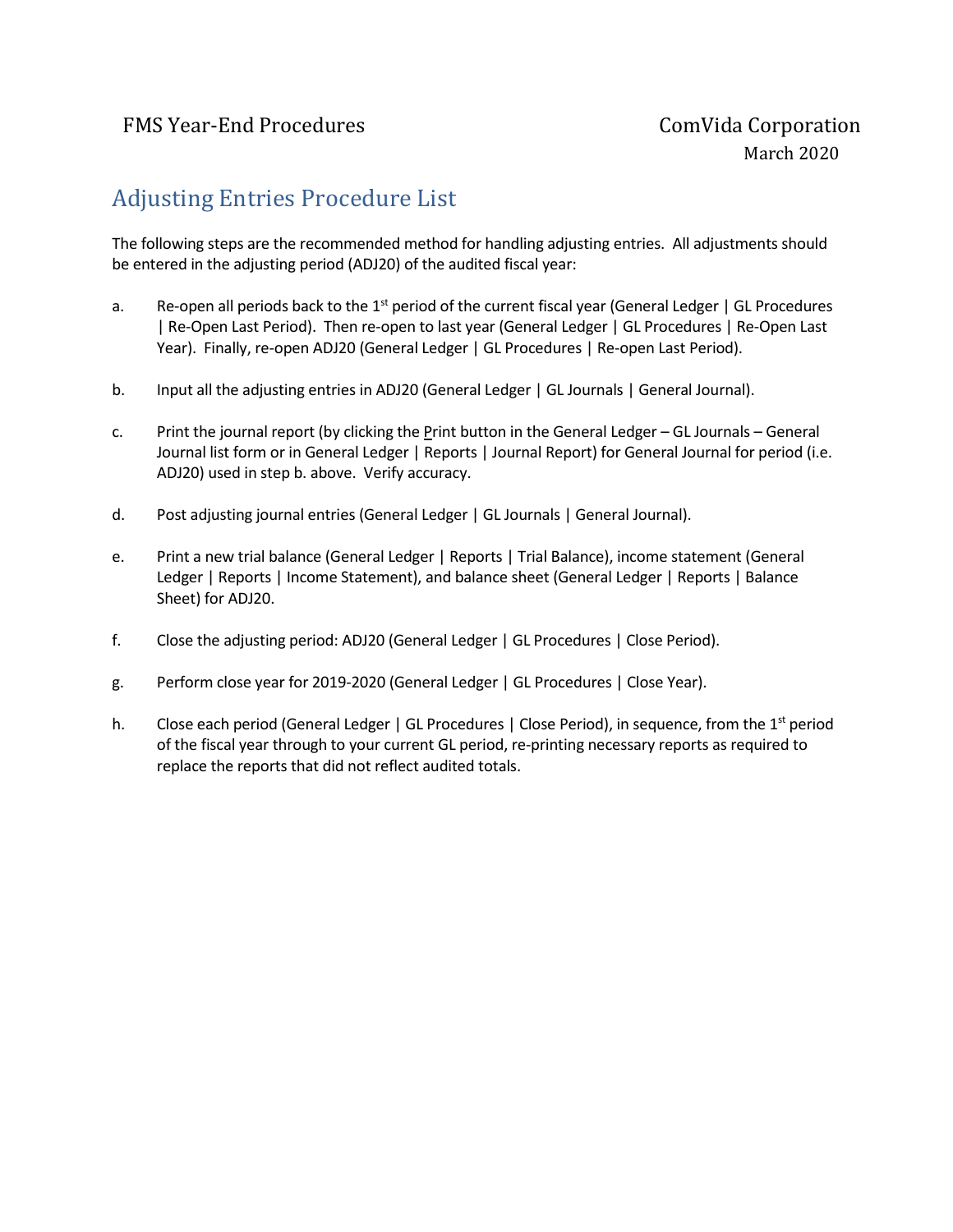## Adjusting Entries Procedure List

The following steps are the recommended method for handling adjusting entries. All adjustments should be entered in the adjusting period (ADJ20) of the audited fiscal year:

a. Re-open all periods back to the 1st period of the current fiscal year (General Ledger | GL Procedures | Re-Open Last Period). Then re-open to last year (General Ledger | GL Procedures | Re-Open Last Year). Finally, re-open ADJ20 (General Ledger | GL Procedures | Re-open Last Period).

b. Input all the adjusting entries in ADJ20 (General Ledger | GL Journals | General Journal).

c. Print the journal report (by clicking the Print button in the General Ledger – GL Journals – General Journal list form or in General Ledger | Reports | Journal Report) for General Journal for period (i.e. ADJ20) used in step b. above. Verify accuracy.

d. Post adjusting journal entries (General Ledger | GL Journals | General Journal).

e. Print a new trial balance (General Ledger | Reports | Trial Balance), income statement (General Ledger | Reports | Income Statement), and balance sheet (General Ledger | Reports | Balance Sheet) for ADJ20.

f. Close the adjusting period: ADJ20 (General Ledger | GL Procedures | Close Period).

g. Perform close year for 2019-2020 (General Ledger | GL Procedures | Close Year).

h. Close each period (General Ledger | GL Procedures | Close Period), in sequence, from the 1st period of the fiscal year through to your current GL period, re-printing necessary reports as required to replace the reports that did not reflect audited totals.